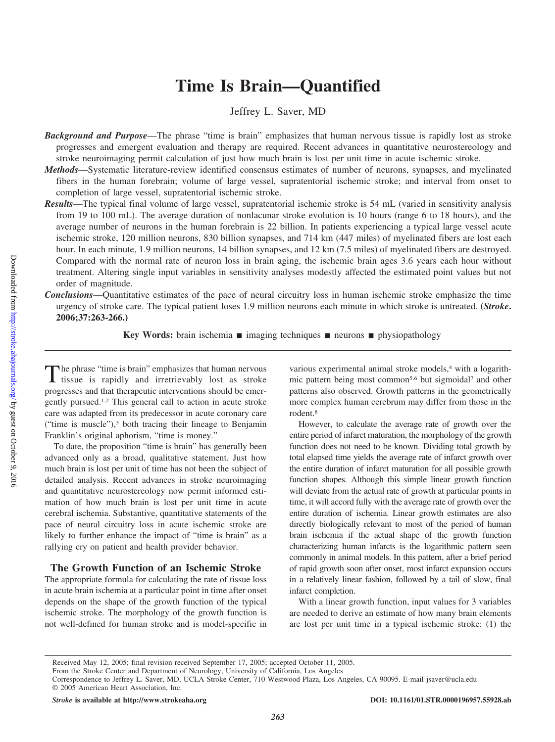# Time Is Brain—Quantified

Jeffrey L. Saver, MD

***Background and Purpose***—The phrase "time is brain" emphasizes that human nervous tissue is rapidly lost as stroke progresses and emergent evaluation and therapy are required. Recent advances in quantitative neurostereology and stroke neuroimaging permit calculation of just how much brain is lost per unit time in acute ischemic stroke.

***Methods***—Systematic literature-review identified consensus estimates of number of neurons, synapses, and myelinated fibers in the human forebrain; volume of large vessel, supratentorial ischemic stroke; and interval from onset to completion of large vessel, supratentorial ischemic stroke.

***Results***—The typical final volume of large vessel, supratentorial ischemic stroke is 54 mL (varied in sensitivity analysis from 19 to 100 mL). The average duration of nonlacunar stroke evolution is 10 hours (range 6 to 18 hours), and the average number of neurons in the human forebrain is 22 billion. In patients experiencing a typical large vessel acute ischemic stroke, 120 million neurons, 830 billion synapses, and 714 km (447 miles) of myelinated fibers are lost each hour. In each minute, 1.9 million neurons, 14 billion synapses, and 12 km (7.5 miles) of myelinated fibers are destroyed. Compared with the normal rate of neuron loss in brain aging, the ischemic brain ages 3.6 years each hour without treatment. Altering single input variables in sensitivity analyses modestly affected the estimated point values but not order of magnitude.

***Conclusions***—Quantitative estimates of the pace of neural circuitry loss in human ischemic stroke emphasize the time urgency of stroke care. The typical patient loses 1.9 million neurons each minute in which stroke is untreated. **(*Stroke*. 2006;37:263-266.)**

**Key Words:** brain ischemia ■ imaging techniques ■ neurons ■ physiopathology

The phrase "time is brain" emphasizes that human nervous tissue is rapidly and irretrievably lost as stroke progresses and that therapeutic interventions should be emergently pursued.[1,2] This general call to action in acute stroke care was adapted from its predecessor in acute coronary care ("time is muscle"),[3] both tracing their lineage to Benjamin Franklin's original aphorism, "time is money."

To date, the proposition "time is brain" has generally been advanced only as a broad, qualitative statement. Just how much brain is lost per unit of time has not been the subject of detailed analysis. Recent advances in stroke neuroimaging and quantitative neurostereology now permit informed estimation of how much brain is lost per unit time in acute cerebral ischemia. Substantive, quantitative statements of the pace of neural circuitry loss in acute ischemic stroke are likely to further enhance the impact of "time is brain" as a rallying cry on patient and health provider behavior.

## The Growth Function of an Ischemic Stroke

The appropriate formula for calculating the rate of tissue loss in acute brain ischemia at a particular point in time after onset depends on the shape of the growth function of the typical ischemic stroke. The morphology of the growth function is not well-defined for human stroke and is model-specific in various experimental animal stroke models,[4] with a logarithmic pattern being most common[5,6] but sigmoidal[7] and other patterns also observed. Growth patterns in the geometrically more complex human cerebrum may differ from those in the rodent.[8]

However, to calculate the average rate of growth over the entire period of infarct maturation, the morphology of the growth function does not need to be known. Dividing total growth by total elapsed time yields the average rate of infarct growth over the entire duration of infarct maturation for all possible growth function shapes. Although this simple linear growth function will deviate from the actual rate of growth at particular points in time, it will accord fully with the average rate of growth over the entire duration of ischemia. Linear growth estimates are also directly biologically relevant to most of the period of human brain ischemia if the actual shape of the growth function characterizing human infarcts is the logarithmic pattern seen commonly in animal models. In this pattern, after a brief period of rapid growth soon after onset, most infarct expansion occurs in a relatively linear fashion, followed by a tail of slow, final infarct completion.

With a linear growth function, input values for 3 variables are needed to derive an estimate of how many brain elements are lost per unit time in a typical ischemic stroke: (1) the

Received May 12, 2005; final revision received September 17, 2005; accepted October 11, 2005.

From the Stroke Center and Department of Neurology, University of California, Los Angeles

Correspondence to Jeffrey L. Saver, MD, UCLA Stroke Center, 710 Westwood Plaza, Los Angeles, CA 90095. E-mail jsaver@ucla.edu

© 2005 American Heart Association, Inc.

*Stroke* **is available at http://www.strokeaha.org** DOI: 10.1161/01.STR.0000196957.55928.ab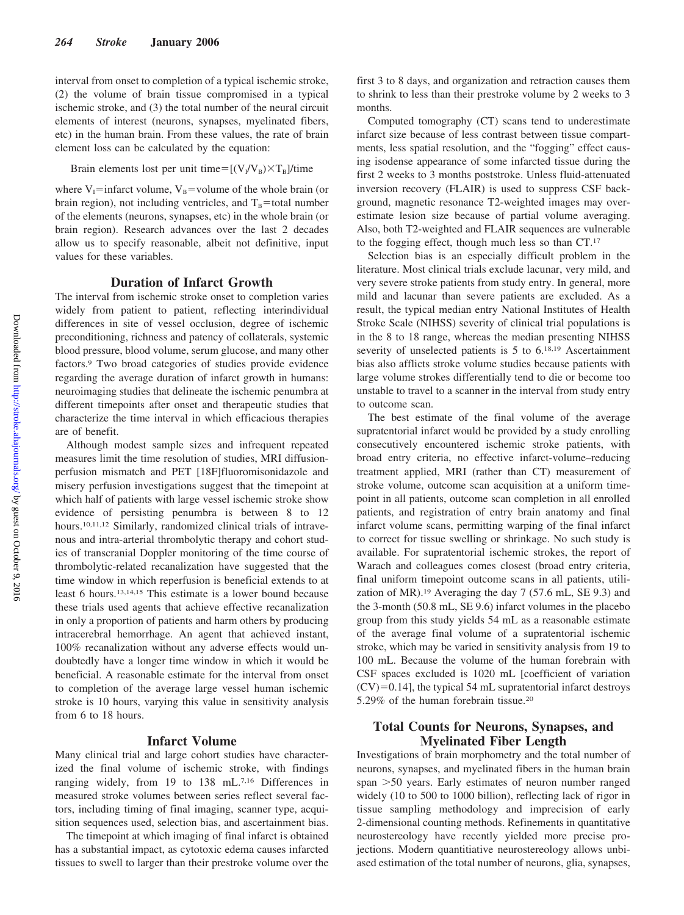interval from onset to completion of a typical ischemic stroke, (2) the volume of brain tissue compromised in a typical ischemic stroke, and (3) the total number of the neural circuit elements of interest (neurons, synapses, myelinated fibers, etc) in the human brain. From these values, the rate of brain element loss can be calculated by the equation:

$$\text{Brain elements lost per unit time} = [(V_I/V_B) \times T_B]/\text{time}$$

where $V_I$=infarct volume, $V_B$=volume of the whole brain (or brain region), not including ventricles, and $T_B$=total number of the elements (neurons, synapses, etc) in the whole brain (or brain region). Research advances over the last 2 decades allow us to specify reasonable, albeit not definitive, input values for these variables.

## Duration of Infarct Growth

The interval from ischemic stroke onset to completion varies widely from patient to patient, reflecting interindividual differences in site of vessel occlusion, degree of ischemic preconditioning, richness and patency of collaterals, systemic blood pressure, blood volume, serum glucose, and many other factors.[9] Two broad categories of studies provide evidence regarding the average duration of infarct growth in humans: neuroimaging studies that delineate the ischemic penumbra at different timepoints after onset and therapeutic studies that characterize the time interval in which efficacious therapies are of benefit.

Although modest sample sizes and infrequent repeated measures limit the time resolution of studies, MRI diffusion-perfusion mismatch and PET [18F]fluoromisonidazole and misery perfusion investigations suggest that the timepoint at which half of patients with large vessel ischemic stroke show evidence of persisting penumbra is between 8 to 12 hours.[10,11,12] Similarly, randomized clinical trials of intravenous and intra-arterial thrombolytic therapy and cohort studies of transcranial Doppler monitoring of the time course of thrombolytic-related recanalization have suggested that the time window in which reperfusion is beneficial extends to at least 6 hours.[13,14,15] This estimate is a lower bound because these trials used agents that achieve effective recanalization in only a proportion of patients and harm others by producing intracerebral hemorrhage. An agent that achieved instant, 100% recanalization without any adverse effects would undoubtedly have a longer time window in which it would be beneficial. A reasonable estimate for the interval from onset to completion of the average large vessel human ischemic stroke is 10 hours, varying this value in sensitivity analysis from 6 to 18 hours.

## Infarct Volume

Many clinical trial and large cohort studies have characterized the final volume of ischemic stroke, with findings ranging widely, from 19 to 138 mL.[7,16] Differences in measured stroke volumes between series reflect several factors, including timing of final imaging, scanner type, acquisition sequences used, selection bias, and ascertainment bias.

The timepoint at which imaging of final infarct is obtained has a substantial impact, as cytotoxic edema causes infarcted tissues to swell to larger than their prestroke volume over the first 3 to 8 days, and organization and retraction causes them to shrink to less than their prestroke volume by 2 weeks to 3 months.

Computed tomography (CT) scans tend to underestimate infarct size because of less contrast between tissue compartments, less spatial resolution, and the "fogging" effect causing isodense appearance of some infarcted tissue during the first 2 weeks to 3 months poststroke. Unless fluid-attenuated inversion recovery (FLAIR) is used to suppress CSF background, magnetic resonance T2-weighted images may overestimate lesion size because of partial volume averaging. Also, both T2-weighted and FLAIR sequences are vulnerable to the fogging effect, though much less so than CT.[17]

Selection bias is an especially difficult problem in the literature. Most clinical trials exclude lacunar, very mild, and very severe stroke patients from study entry. In general, more mild and lacunar than severe patients are excluded. As a result, the typical median entry National Institutes of Health Stroke Scale (NIHSS) severity of clinical trial populations is in the 8 to 18 range, whereas the median presenting NIHSS severity of unselected patients is 5 to 6.[18,19] Ascertainment bias also afflicts stroke volume studies because patients with large volume strokes differentially tend to die or become too unstable to travel to a scanner in the interval from study entry to outcome scan.

The best estimate of the final volume of the average supratentorial infarct would be provided by a study enrolling consecutively encountered ischemic stroke patients, with broad entry criteria, no effective infarct-volume–reducing treatment applied, MRI (rather than CT) measurement of stroke volume, outcome scan acquisition at a uniform timepoint in all patients, outcome scan completion in all enrolled patients, and registration of entry brain anatomy and final infarct volume scans, permitting warping of the final infarct to correct for tissue swelling or shrinkage. No such study is available. For supratentorial ischemic strokes, the report of Warach and colleagues comes closest (broad entry criteria, final uniform timepoint outcome scans in all patients, utilization of MR).[19] Averaging the day 7 (57.6 mL, SE 9.3) and the 3-month (50.8 mL, SE 9.6) infarct volumes in the placebo group from this study yields 54 mL as a reasonable estimate of the average final volume of a supratentorial ischemic stroke, which may be varied in sensitivity analysis from 19 to 100 mL. Because the volume of the human forebrain with CSF spaces excluded is 1020 mL [coefficient of variation (CV)=0.14], the typical 54 mL supratentorial infarct destroys 5.29% of the human forebrain tissue.[20]

## Total Counts for Neurons, Synapses, and Myelinated Fiber Length

Investigations of brain morphometry and the total number of neurons, synapses, and myelinated fibers in the human brain span >50 years. Early estimates of neuron number ranged widely (10 to 500 to 1000 billion), reflecting lack of rigor in tissue sampling methodology and imprecision of early 2-dimensional counting methods. Refinements in quantitative neurostereology have recently yielded more precise projections. Modern quantitiative neurostereology allows unbiased estimation of the total number of neurons, glia, synapses,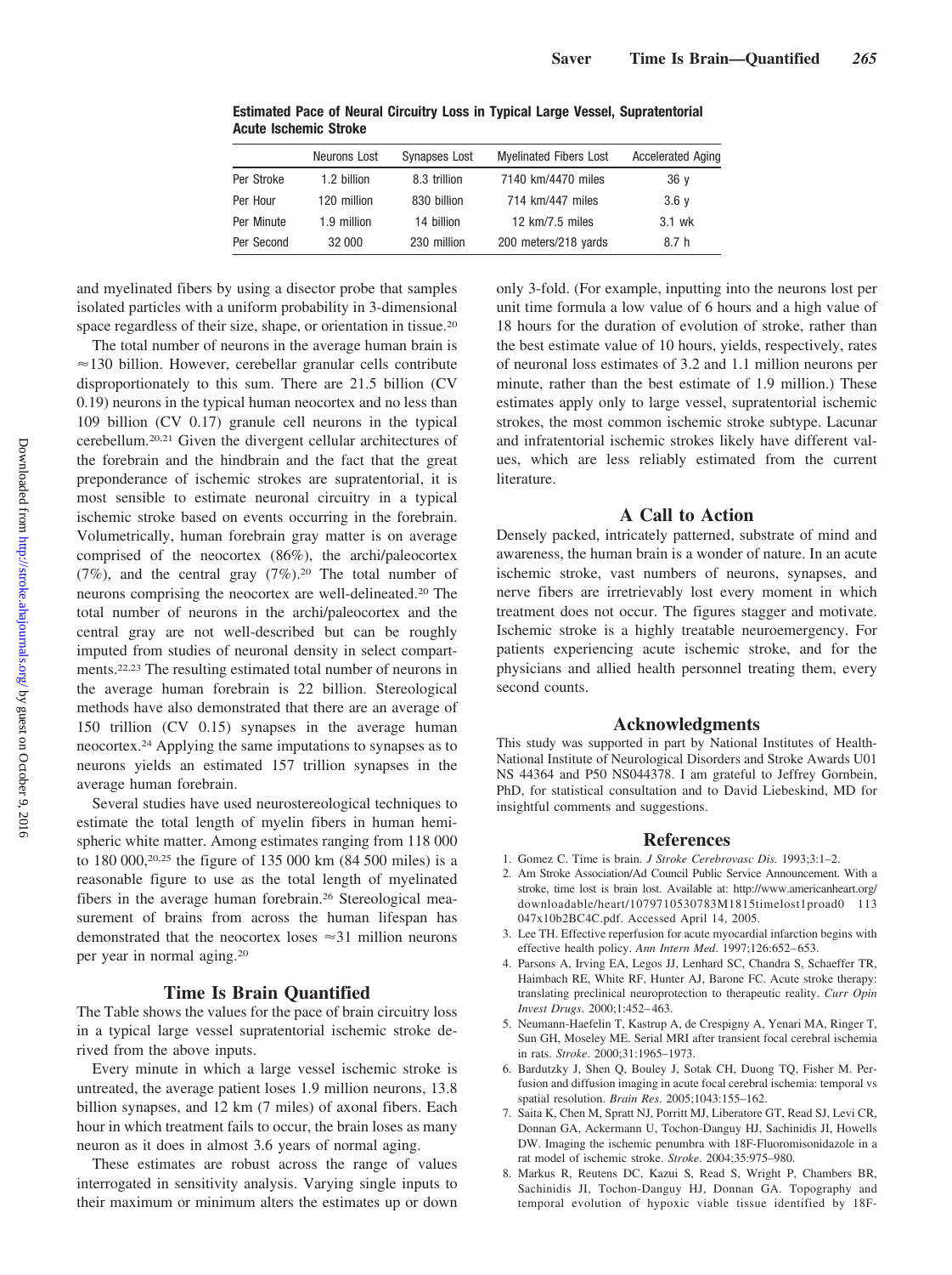**Estimated Pace of Neural Circuitry Loss in Typical Large Vessel, Supratentorial Acute Ischemic Stroke**

| | Neurons Lost | Synapses Lost | Myelinated Fibers Lost | Accelerated Aging |
|---|---|---|---|---|
| Per Stroke | 1.2 billion | 8.3 trillion | 7140 km/4470 miles | 36 y |
| Per Hour | 120 million | 830 billion | 714 km/447 miles | 3.6 y |
| Per Minute | 1.9 million | 14 billion | 12 km/7.5 miles | 3.1 wk |
| Per Second | 32 000 | 230 million | 200 meters/218 yards | 8.7 h |

and myelinated fibers by using a disector probe that samples isolated particles with a uniform probability in 3-dimensional space regardless of their size, shape, or orientation in tissue.[20]

The total number of neurons in the average human brain is ≈130 billion. However, cerebellar granular cells contribute disproportionately to this sum. There are 21.5 billion (CV 0.19) neurons in the typical human neocortex and no less than 109 billion (CV 0.17) granule cell neurons in the typical cerebellum.[20,21] Given the divergent cellular architectures of the forebrain and the hindbrain and the fact that the great preponderance of ischemic strokes are supratentorial, it is most sensible to estimate neuronal circuitry in a typical ischemic stroke based on events occurring in the forebrain. Volumetrically, human forebrain gray matter is on average comprised of the neocortex (86%), the archi/paleocortex (7%), and the central gray (7%).[20] The total number of neurons comprising the neocortex are well-delineated.[20] The total number of neurons in the archi/paleocortex and the central gray are not well-described but can be roughly imputed from studies of neuronal density in select compartments.[22,23] The resulting estimated total number of neurons in the average human forebrain is 22 billion. Stereological methods have also demonstrated that there are an average of 150 trillion (CV 0.15) synapses in the average human neocortex.[24] Applying the same imputations to synapses as to neurons yields an estimated 157 trillion synapses in the average human forebrain.

Several studies have used neurostereological techniques to estimate the total length of myelin fibers in human hemispheric white matter. Among estimates ranging from 118 000 to 180 000,[20,25] the figure of 135 000 km (84 500 miles) is a reasonable figure to use as the total length of myelinated fibers in the average human forebrain.[26] Stereological measurement of brains from across the human lifespan has demonstrated that the neocortex loses ≈31 million neurons per year in normal aging.[20]

## Time Is Brain Quantified

The Table shows the values for the pace of brain circuitry loss in a typical large vessel supratentorial ischemic stroke derived from the above inputs.

Every minute in which a large vessel ischemic stroke is untreated, the average patient loses 1.9 million neurons, 13.8 billion synapses, and 12 km (7 miles) of axonal fibers. Each hour in which treatment fails to occur, the brain loses as many neuron as it does in almost 3.6 years of normal aging.

These estimates are robust across the range of values interrogated in sensitivity analysis. Varying single inputs to their maximum or minimum alters the estimates up or down only 3-fold. (For example, inputting into the neurons lost per unit time formula a low value of 6 hours and a high value of 18 hours for the duration of evolution of stroke, rather than the best estimate value of 10 hours, yields, respectively, rates of neuronal loss estimates of 3.2 and 1.1 million neurons per minute, rather than the best estimate of 1.9 million.) These estimates apply only to large vessel, supratentorial ischemic strokes, the most common ischemic stroke subtype. Lacunar and infratentorial ischemic strokes likely have different values, which are less reliably estimated from the current literature.

## A Call to Action

Densely packed, intricately patterned, substrate of mind and awareness, the human brain is a wonder of nature. In an acute ischemic stroke, vast numbers of neurons, synapses, and nerve fibers are irretrievably lost every moment in which treatment does not occur. The figures stagger and motivate. Ischemic stroke is a highly treatable neuroemergency. For patients experiencing acute ischemic stroke, and for the physicians and allied health personnel treating them, every second counts.

## Acknowledgments

This study was supported in part by National Institutes of Health-National Institute of Neurological Disorders and Stroke Awards U01 NS 44364 and P50 NS044378. I am grateful to Jeffrey Gornbein, PhD, for statistical consultation and to David Liebeskind, MD for insightful comments and suggestions.

## References

1. Gomez C. Time is brain. *J Stroke Cerebrovasc Dis.* 1993;3:1–2.
2. Am Stroke Association/Ad Council Public Service Announcement. With a stroke, time lost is brain lost. Available at: http://www.americanheart.org/downloadable/heart/1079710530783M1815timelost1proad0 113 047x10b2BC4C.pdf. Accessed April 14, 2005.
3. Lee TH. Effective reperfusion for acute myocardial infarction begins with effective health policy. *Ann Intern Med.* 1997;126:652–653.
4. Parsons A, Irving EA, Legos JJ, Lenhard SC, Chandra S, Schaeffer TR, Haimbach RE, White RF, Hunter AJ, Barone FC. Acute stroke therapy: translating preclinical neuroprotection to therapeutic reality. *Curr Opin Invest Drugs.* 2000;1:452–463.
5. Neumann-Haefelin T, Kastrup A, de Crespigny A, Yenari MA, Ringer T, Sun GH, Moseley ME. Serial MRI after transient focal cerebral ischemia in rats. *Stroke.* 2000;31:1965–1973.
6. Bardutzky J, Shen Q, Bouley J, Sotak CH, Duong TQ, Fisher M. Perfusion and diffusion imaging in acute focal cerebral ischemia: temporal vs spatial resolution. *Brain Res.* 2005;1043:155–162.
7. Saita K, Chen M, Spratt NJ, Porritt MJ, Liberatore GT, Read SJ, Levi CR, Donnan GA, Ackermann U, Tochon-Danguy HJ, Sachinidis JI, Howells DW. Imaging the ischemic penumbra with 18F-Fluoromisonidazole in a rat model of ischemic stroke. *Stroke.* 2004;35:975–980.
8. Markus R, Reutens DC, Kazui S, Read S, Wright P, Chambers BR, Sachinidis JI, Tochon-Danguy HJ, Donnan GA. Topography and temporal evolution of hypoxic viable tissue identified by 18F-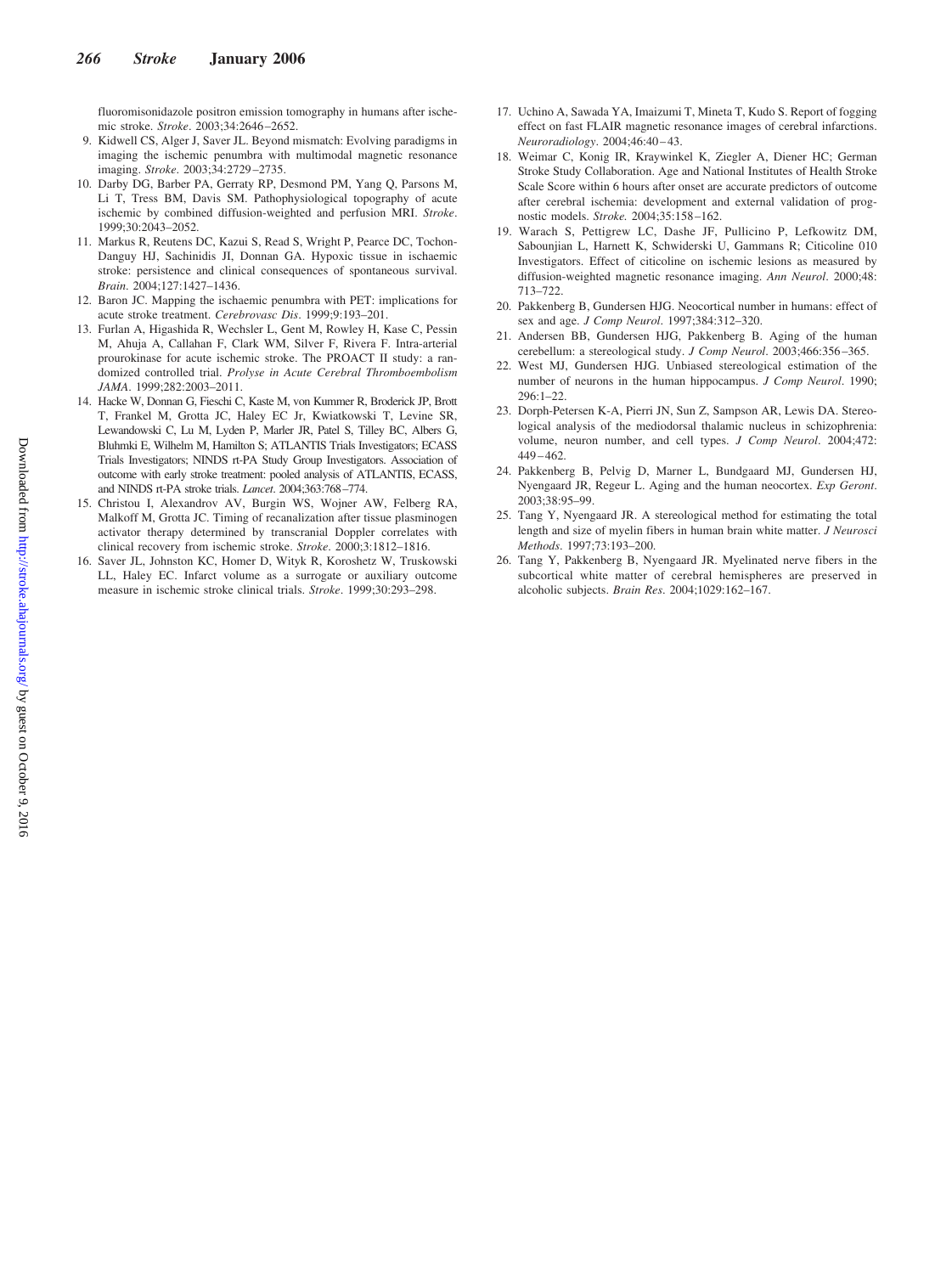fluoromisonidazole positron emission tomography in humans after ischemic stroke. *Stroke*. 2003;34:2646–2652.

9. Kidwell CS, Alger J, Saver JL. Beyond mismatch: Evolving paradigms in imaging the ischemic penumbra with multimodal magnetic resonance imaging. *Stroke*. 2003;34:2729–2735.
10. Darby DG, Barber PA, Gerraty RP, Desmond PM, Yang Q, Parsons M, Li T, Tress BM, Davis SM. Pathophysiological topography of acute ischemic by combined diffusion-weighted and perfusion MRI. *Stroke*. 1999;30:2043–2052.
11. Markus R, Reutens DC, Kazui S, Read S, Wright P, Pearce DC, Tochon-Danguy HJ, Sachinidis JI, Donnan GA. Hypoxic tissue in ischaemic stroke: persistence and clinical consequences of spontaneous survival. *Brain*. 2004;127:1427–1436.
12. Baron JC. Mapping the ischaemic penumbra with PET: implications for acute stroke treatment. *Cerebrovasc Dis*. 1999;9:193–201.
13. Furlan A, Higashida R, Wechsler L, Gent M, Rowley H, Kase C, Pessin M, Ahuja A, Callahan F, Clark WM, Silver F, Rivera F. Intra-arterial prourokinase for acute ischemic stroke. The PROACT II study: a randomized controlled trial. *Prolyse in Acute Cerebral Thromboembolism JAMA*. 1999;282:2003–2011.
14. Hacke W, Donnan G, Fieschi C, Kaste M, von Kummer R, Broderick JP, Brott T, Frankel M, Grotta JC, Haley EC Jr, Kwiatkowski T, Levine SR, Lewandowski C, Lu M, Lyden P, Marler JR, Patel S, Tilley BC, Albers G, Bluhmki E, Wilhelm M, Hamilton S; ATLANTIS Trials Investigators; ECASS Trials Investigators; NINDS rt-PA Study Group Investigators. Association of outcome with early stroke treatment: pooled analysis of ATLANTIS, ECASS, and NINDS rt-PA stroke trials. *Lancet*. 2004;363:768–774.
15. Christou I, Alexandrov AV, Burgin WS, Wojner AW, Felberg RA, Malkoff M, Grotta JC. Timing of recanalization after tissue plasminogen activator therapy determined by transcranial Doppler correlates with clinical recovery from ischemic stroke. *Stroke*. 2000;3:1812–1816.
16. Saver JL, Johnston KC, Homer D, Wityk R, Koroshetz W, Truskowski LL, Haley EC. Infarct volume as a surrogate or auxiliary outcome measure in ischemic stroke clinical trials. *Stroke*. 1999;30:293–298.
17. Uchino A, Sawada YA, Imaizumi T, Mineta T, Kudo S. Report of fogging effect on fast FLAIR magnetic resonance images of cerebral infarctions. *Neuroradiology*. 2004;46:40–43.
18. Weimar C, Konig IR, Kraywinkel K, Ziegler A, Diener HC; German Stroke Study Collaboration. Age and National Institutes of Health Stroke Scale Score within 6 hours after onset are accurate predictors of outcome after cerebral ischemia: development and external validation of prognostic models. *Stroke.* 2004;35:158–162.
19. Warach S, Pettigrew LC, Dashe JF, Pullicino P, Lefkowitz DM, Sabounjian L, Harnett K, Schwiderski U, Gammans R; Citicoline 010 Investigators. Effect of citicoline on ischemic lesions as measured by diffusion-weighted magnetic resonance imaging. *Ann Neurol*. 2000;48:713–722.
20. Pakkenberg B, Gundersen HJG. Neocortical number in humans: effect of sex and age. *J Comp Neurol*. 1997;384:312–320.
21. Andersen BB, Gundersen HJG, Pakkenberg B. Aging of the human cerebellum: a stereological study. *J Comp Neurol*. 2003;466:356–365.
22. West MJ, Gundersen HJG. Unbiased stereological estimation of the number of neurons in the human hippocampus. *J Comp Neurol*. 1990;296:1–22.
23. Dorph-Petersen K-A, Pierri JN, Sun Z, Sampson AR, Lewis DA. Stereological analysis of the mediodorsal thalamic nucleus in schizophrenia: volume, neuron number, and cell types. *J Comp Neurol*. 2004;472:449–462.
24. Pakkenberg B, Pelvig D, Marner L, Bundgaard MJ, Gundersen HJ, Nyengaard JR, Regeur L. Aging and the human neocortex. *Exp Geront*. 2003;38:95–99.
25. Tang Y, Nyengaard JR. A stereological method for estimating the total length and size of myelin fibers in human brain white matter. *J Neurosci Methods*. 1997;73:193–200.
26. Tang Y, Pakkenberg B, Nyengaard JR. Myelinated nerve fibers in the subcortical white matter of cerebral hemispheres are preserved in alcoholic subjects. *Brain Res*. 2004;1029:162–167.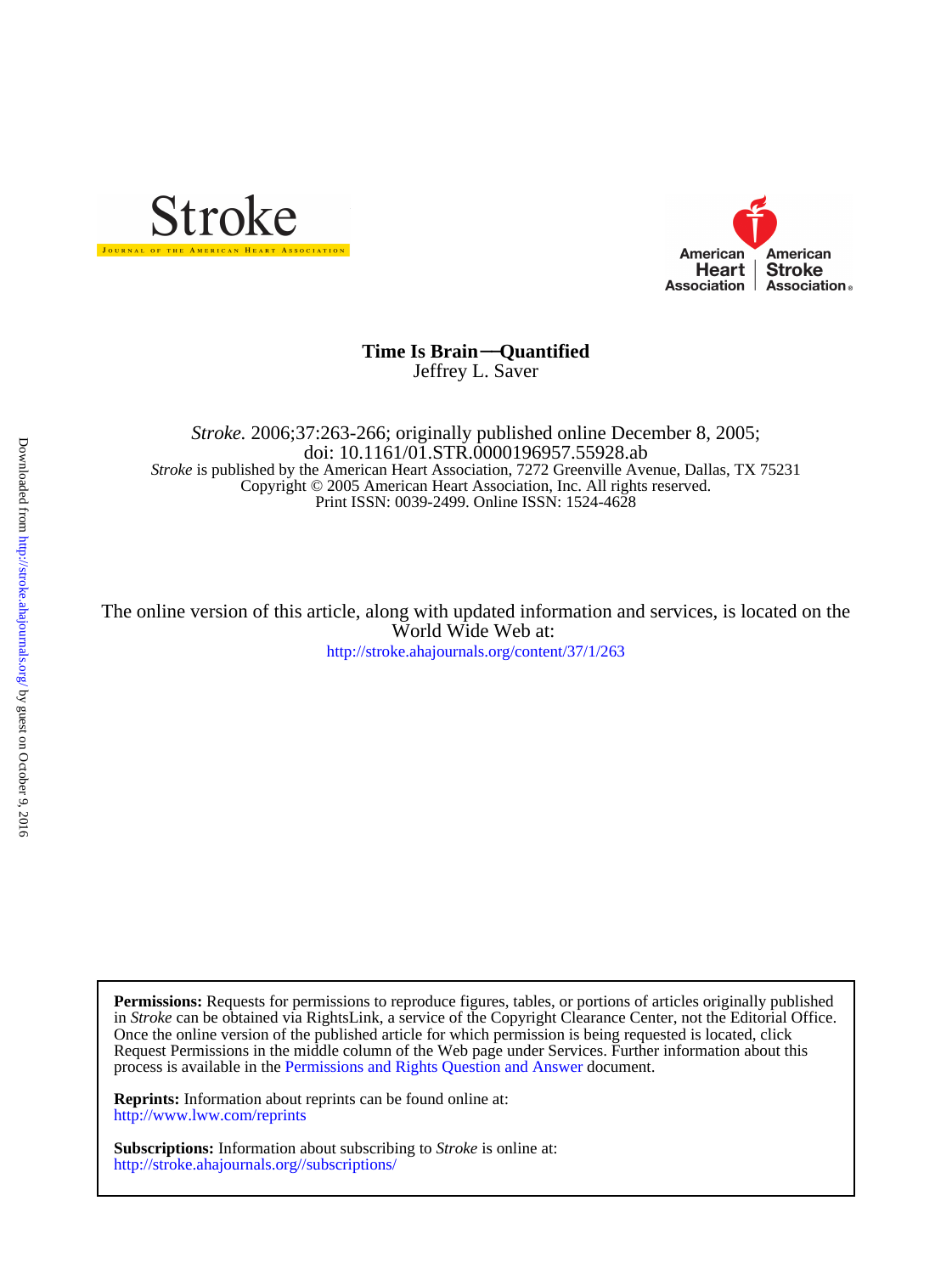# Time Is Brain—Quantified

Jeffrey L. Saver

*Stroke.* 2006;37:263-266; originally published online December 8, 2005;
doi: 10.1161/01.STR.0000196957.55928.ab

*Stroke* is published by the American Heart Association, 7272 Greenville Avenue, Dallas, TX 75231
Copyright © 2005 American Heart Association, Inc. All rights reserved.
Print ISSN: 0039-2499. Online ISSN: 1524-4628

The online version of this article, along with updated information and services, is located on the World Wide Web at:
http://stroke.ahajournals.org/content/37/1/263

**Permissions:** Requests for permissions to reproduce figures, tables, or portions of articles originally published in *Stroke* can be obtained via RightsLink, a service of the Copyright Clearance Center, not the Editorial Office. Once the online version of the published article for which permission is being requested is located, click Request Permissions in the middle column of the Web page under Services. Further information about this process is available in the Permissions and Rights Question and Answer document.

**Reprints:** Information about reprints can be found online at:
http://www.lww.com/reprints

**Subscriptions:** Information about subscribing to *Stroke* is online at:
http://stroke.ahajournals.org//subscriptions/